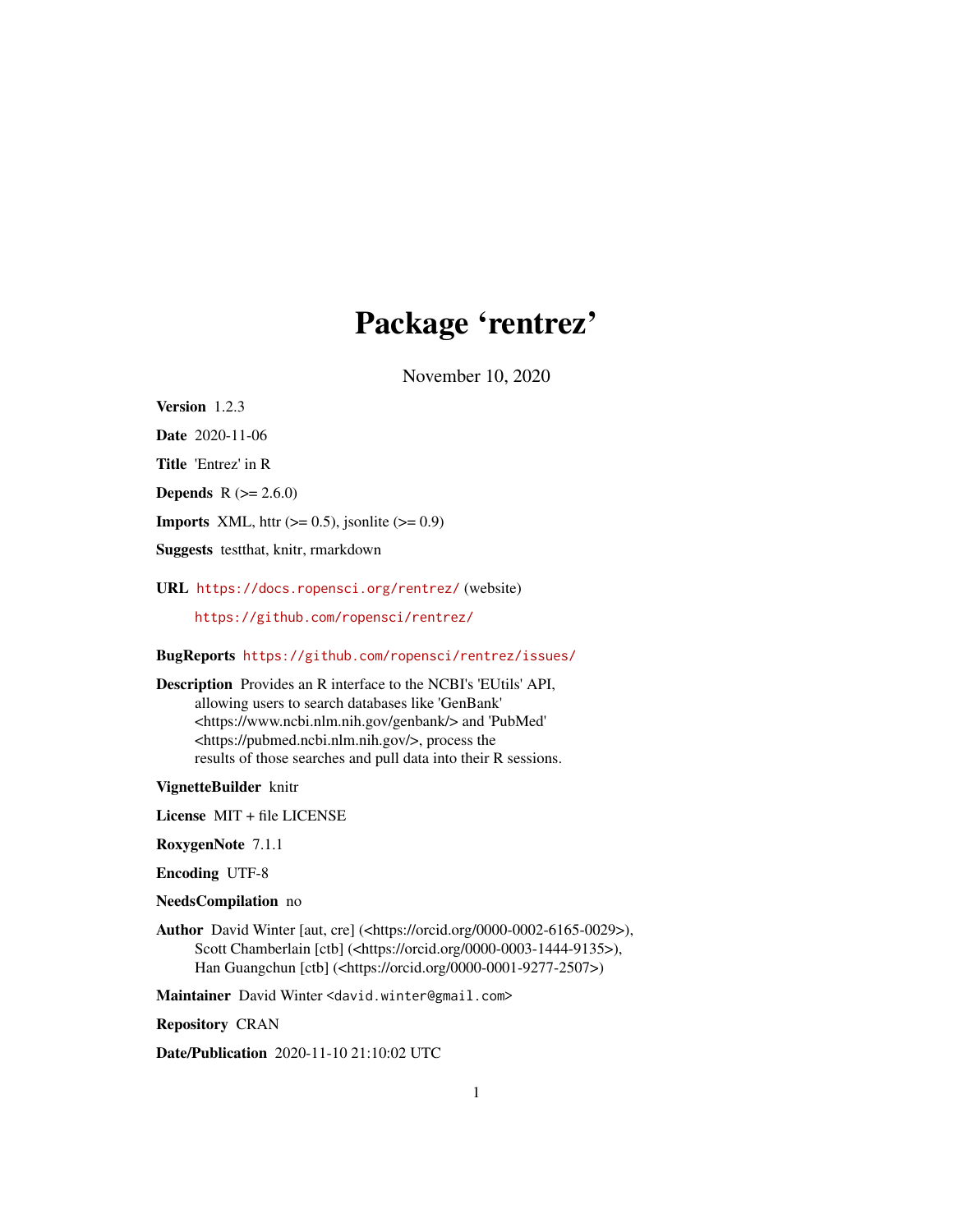# Package 'rentrez'

November 10, 2020

**Version** 1.2.3

**Date** 2020-11-06

**Title** 'Entrez' in R

**Depends** R (>= 2.6.0)

**Imports** XML, httr (>= 0.5), jsonlite (>= 0.9)

**Suggests** testthat, knitr, rmarkdown

**URL** https://docs.ropensci.org/rentrez/ (website)

https://github.com/ropensci/rentrez/

**BugReports** https://github.com/ropensci/rentrez/issues/

**Description** Provides an R interface to the NCBI's 'EUtils' API, allowing users to search databases like 'GenBank' <https://www.ncbi.nlm.nih.gov/genbank/> and 'PubMed' <https://pubmed.ncbi.nlm.nih.gov/>, process the results of those searches and pull data into their R sessions.

**VignetteBuilder** knitr

**License** MIT + file LICENSE

**RoxygenNote** 7.1.1

**Encoding** UTF-8

**NeedsCompilation** no

**Author** David Winter [aut, cre] (<https://orcid.org/0000-0002-6165-0029>), Scott Chamberlain [ctb] (<https://orcid.org/0000-0003-1444-9135>), Han Guangchun [ctb] (<https://orcid.org/0000-0001-9277-2507>)

**Maintainer** David Winter <david.winter@gmail.com>

**Repository** CRAN

**Date/Publication** 2020-11-10 21:10:02 UTC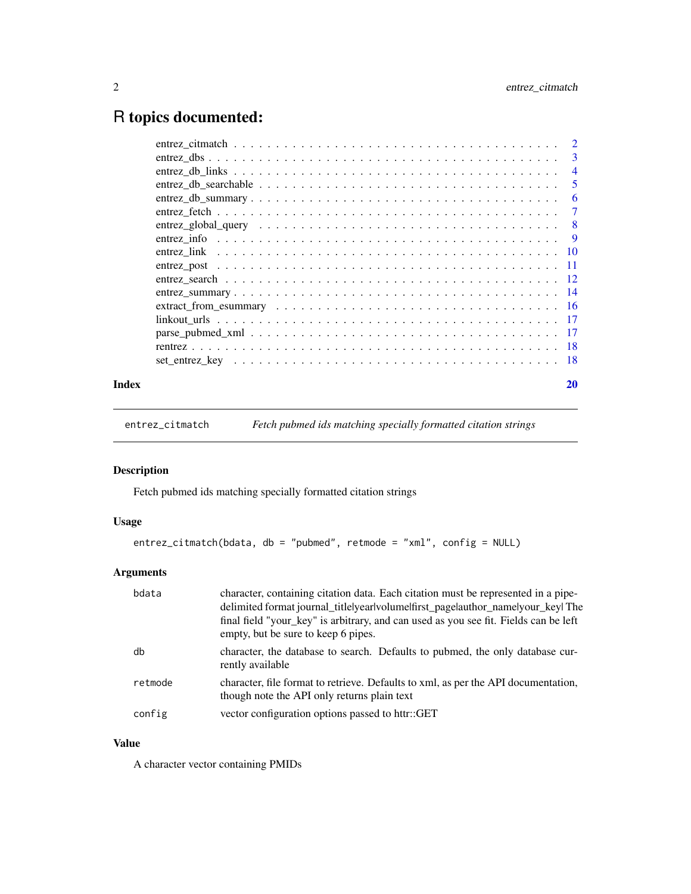# R topics documented:

| | |
|---|---|
| entrez_citmatch | 2 |
| entrez_dbs | 3 |
| entrez_db_links | 4 |
| entrez_db_searchable | 5 |
| entrez_db_summary | 6 |
| entrez_fetch | 7 |
| entrez_global_query | 8 |
| entrez_info | 9 |
| entrez_link | 10 |
| entrez_post | 11 |
| entrez_search | 12 |
| entrez_summary | 14 |
| extract_from_esummary | 16 |
| linkout_urls | 17 |
| parse_pubmed_xml | 17 |
| rentrez | 18 |
| set_entrez_key | 18 |
| **Index** | **20** |

---

## entrez_citmatch — *Fetch pubmed ids matching specially formatted citation strings*

### Description

Fetch pubmed ids matching specially formatted citation strings

### Usage

```
entrez_citmatch(bdata, db = "pubmed", retmode = "xml", config = NULL)
```

### Arguments

| | |
|---|---|
| bdata | character, containing citation data. Each citation must be represented in a pipe-delimited format journal_title\|year\|volume\|first_page\|author_name\|your_key\| The final field "your_key" is arbitrary, and can used as you see fit. Fields can be left empty, but be sure to keep 6 pipes. |
| db | character, the database to search. Defaults to pubmed, the only database currently available |
| retmode | character, file format to retrieve. Defaults to xml, as per the API documentation, though note the API only returns plain text |
| config | vector configuration options passed to httr::GET |

### Value

A character vector containing PMIDs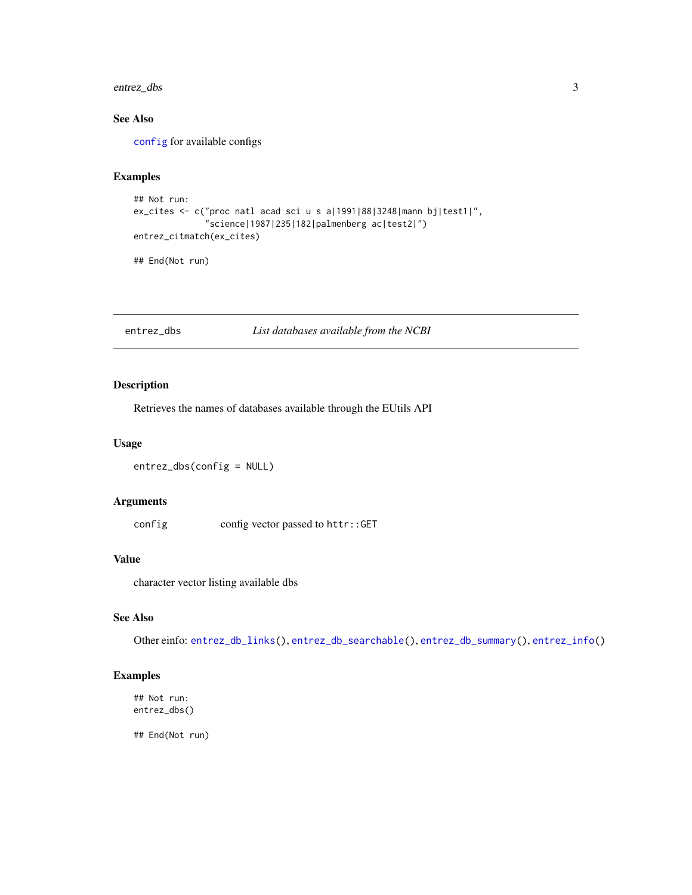### See Also

`config` for available configs

### Examples

```
## Not run:
ex_cites <- c("proc natl acad sci u s a|1991|88|3248|mann bj|test1|",
              "science|1987|235|182|palmenberg ac|test2|")
entrez_citmatch(ex_cites)

## End(Not run)
```

---

## entrez_dbs *List databases available from the NCBI*

### Description

Retrieves the names of databases available through the EUtils API

### Usage

```
entrez_dbs(config = NULL)
```

### Arguments

| | |
|---|---|
| `config` | config vector passed to `httr::GET` |

### Value

character vector listing available dbs

### See Also

Other einfo: `entrez_db_links()`, `entrez_db_searchable()`, `entrez_db_summary()`, `entrez_info()`

### Examples

```
## Not run:
entrez_dbs()

## End(Not run)
```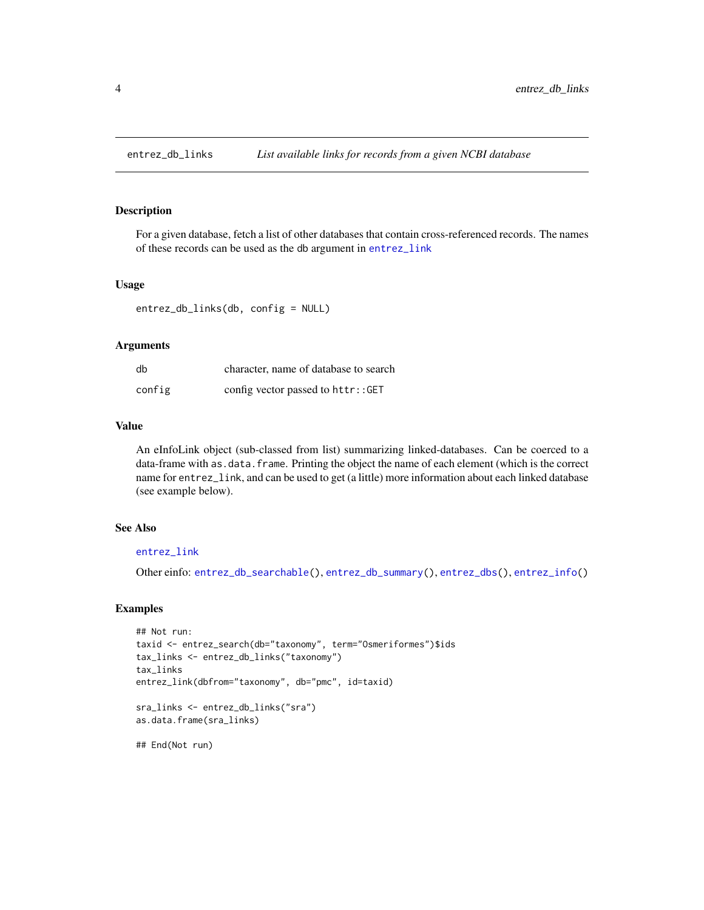## entrez_db_links — *List available links for records from a given NCBI database*

### Description

For a given database, fetch a list of other databases that contain cross-referenced records. The names of these records can be used as the db argument in entrez_link

### Usage

```
entrez_db_links(db, config = NULL)
```

### Arguments

| | |
|---|---|
| db | character, name of database to search |
| config | config vector passed to httr::GET |

### Value

An eInfoLink object (sub-classed from list) summarizing linked-databases. Can be coerced to a data-frame with as.data.frame. Printing the object the name of each element (which is the correct name for entrez_link, and can be used to get (a little) more information about each linked database (see example below).

### See Also

entrez_link

Other einfo: entrez_db_searchable(), entrez_db_summary(), entrez_dbs(), entrez_info()

### Examples

```
## Not run:
taxid <- entrez_search(db="taxonomy", term="Osmeriformes")$ids
tax_links <- entrez_db_links("taxonomy")
tax_links
entrez_link(dbfrom="taxonomy", db="pmc", id=taxid)

sra_links <- entrez_db_links("sra")
as.data.frame(sra_links)

## End(Not run)
```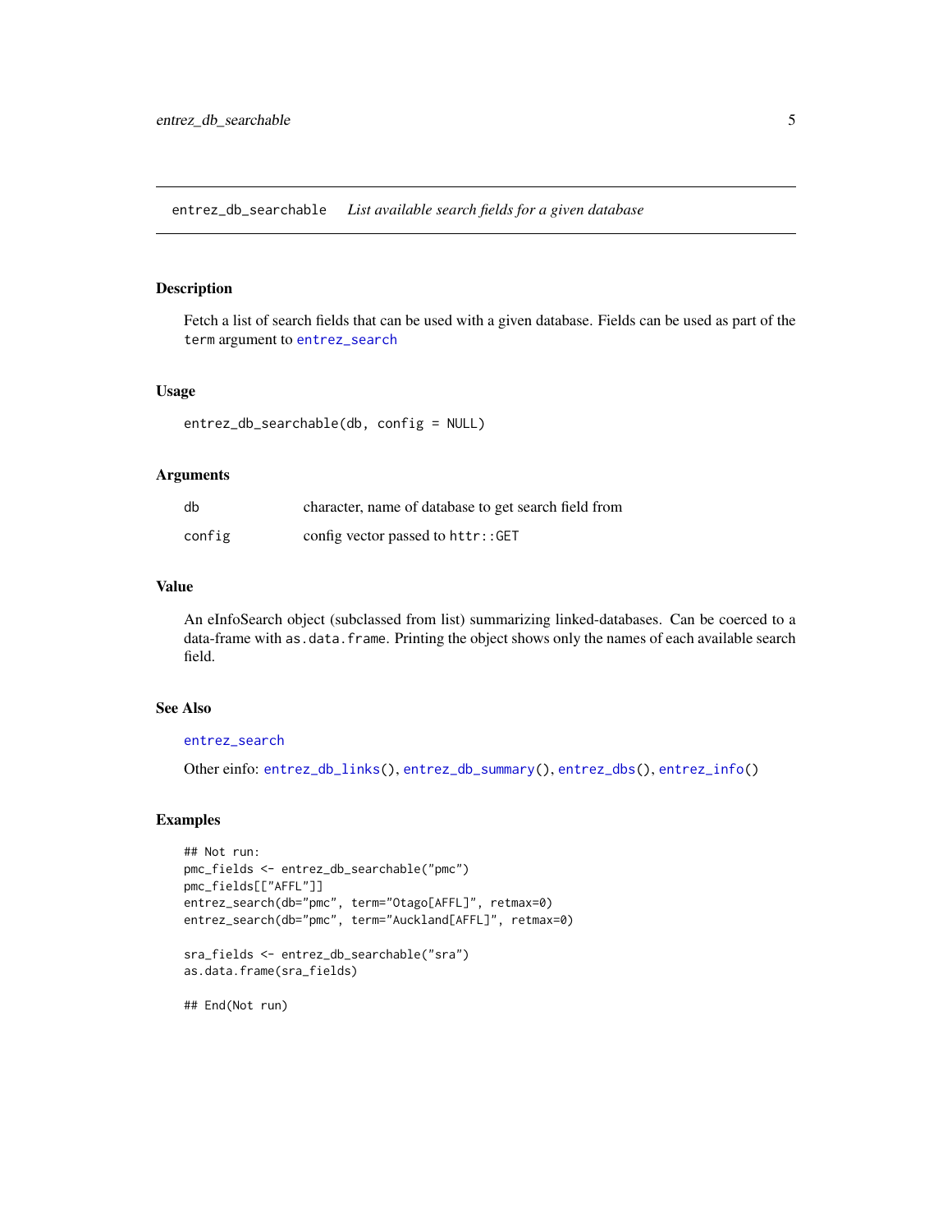# entrez_db_searchable *List available search fields for a given database*

## Description

Fetch a list of search fields that can be used with a given database. Fields can be used as part of the `term` argument to `entrez_search`

## Usage

```
entrez_db_searchable(db, config = NULL)
```

## Arguments

| | |
|---|---|
| `db` | character, name of database to get search field from |
| `config` | config vector passed to `httr::GET` |

## Value

An eInfoSearch object (subclassed from list) summarizing linked-databases. Can be coerced to a data-frame with `as.data.frame`. Printing the object shows only the names of each available search field.

## See Also

`entrez_search`

Other einfo: `entrez_db_links()`, `entrez_db_summary()`, `entrez_dbs()`, `entrez_info()`

## Examples

```
## Not run:
pmc_fields <- entrez_db_searchable("pmc")
pmc_fields[["AFFL"]]
entrez_search(db="pmc", term="Otago[AFFL]", retmax=0)
entrez_search(db="pmc", term="Auckland[AFFL]", retmax=0)

sra_fields <- entrez_db_searchable("sra")
as.data.frame(sra_fields)

## End(Not run)
```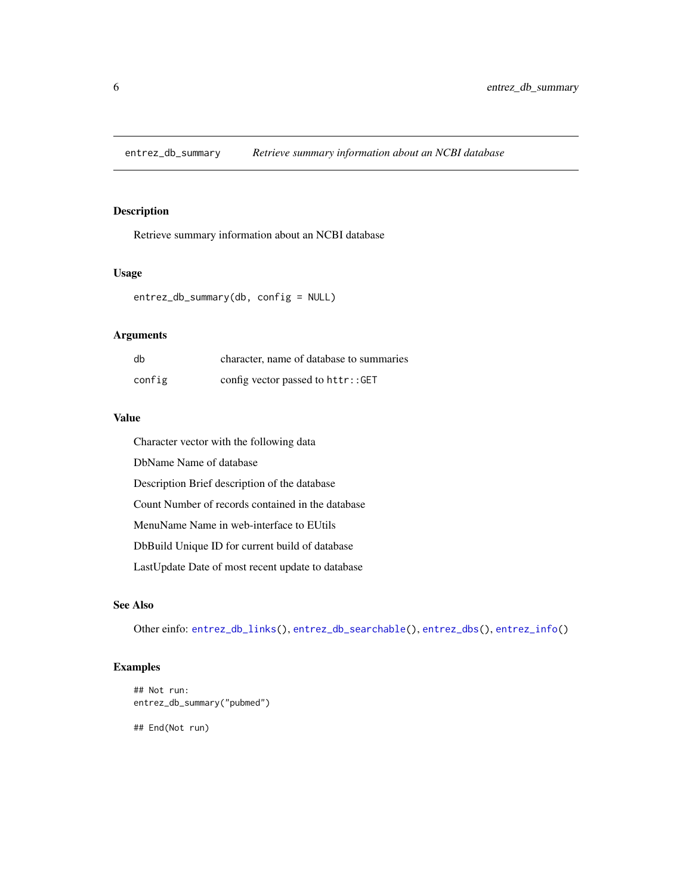## entrez_db_summary — *Retrieve summary information about an NCBI database*

### Description

Retrieve summary information about an NCBI database

### Usage

```
entrez_db_summary(db, config = NULL)
```

### Arguments

| | |
|---|---|
| `db` | character, name of database to summaries |
| `config` | config vector passed to `httr::GET` |

### Value

Character vector with the following data

DbName Name of database

Description Brief description of the database

Count Number of records contained in the database

MenuName Name in web-interface to EUtils

DbBuild Unique ID for current build of database

LastUpdate Date of most recent update to database

### See Also

Other einfo: `entrez_db_links()`, `entrez_db_searchable()`, `entrez_dbs()`, `entrez_info()`

### Examples

```
## Not run:
entrez_db_summary("pubmed")

## End(Not run)
```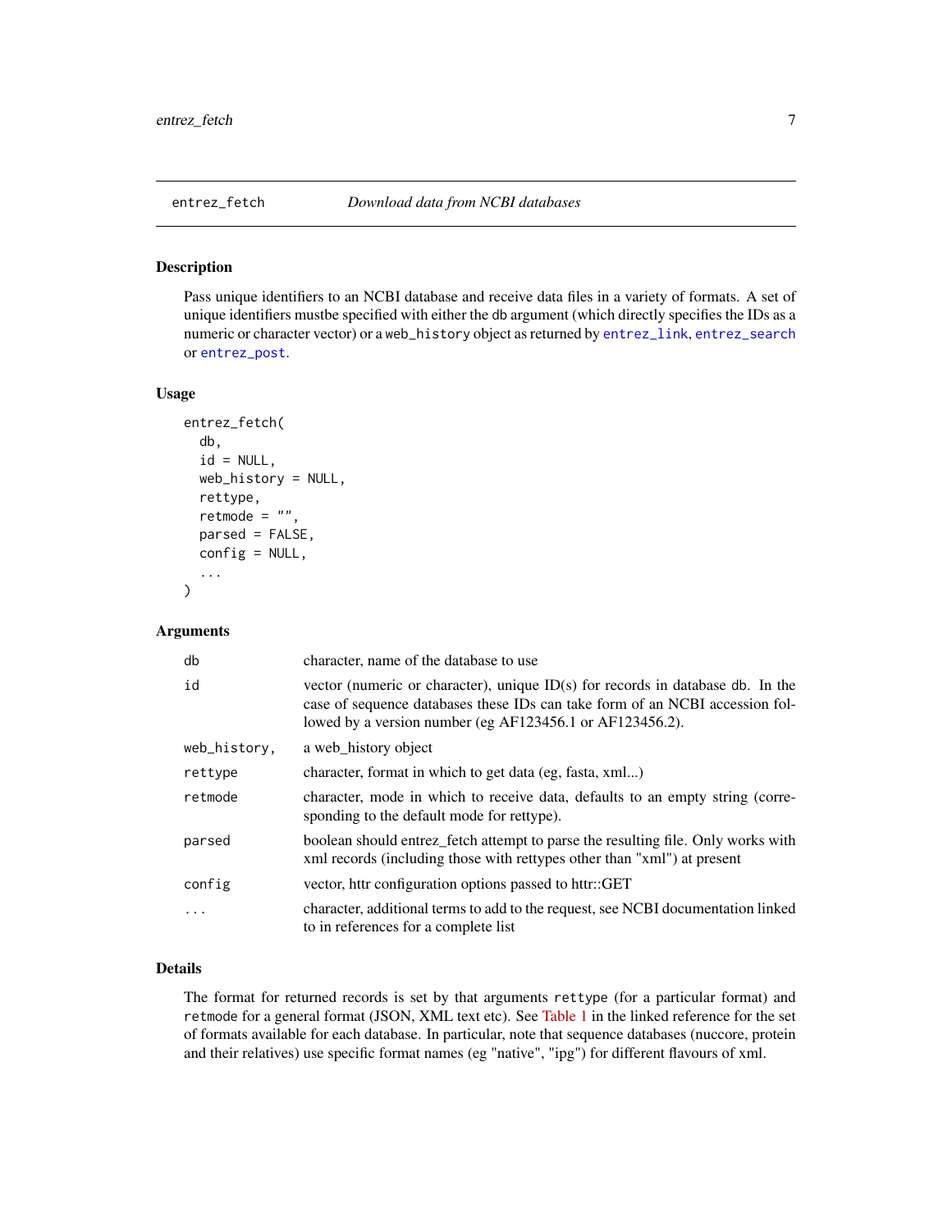## entrez_fetch *Download data from NCBI databases*

### Description

Pass unique identifiers to an NCBI database and receive data files in a variety of formats. A set of unique identifiers mustbe specified with either the db argument (which directly specifies the IDs as a numeric or character vector) or a web_history object as returned by entrez_link, entrez_search or entrez_post.

### Usage

```
entrez_fetch(
  db,
  id = NULL,
  web_history = NULL,
  rettype,
  retmode = "",
  parsed = FALSE,
  config = NULL,
  ...
)
```

### Arguments

| | |
|---|---|
| db | character, name of the database to use |
| id | vector (numeric or character), unique ID(s) for records in database db. In the case of sequence databases these IDs can take form of an NCBI accession followed by a version number (eg AF123456.1 or AF123456.2). |
| web_history, | a web_history object |
| rettype | character, format in which to get data (eg, fasta, xml...) |
| retmode | character, mode in which to receive data, defaults to an empty string (corresponding to the default mode for rettype). |
| parsed | boolean should entrez_fetch attempt to parse the resulting file. Only works with xml records (including those with rettypes other than "xml") at present |
| config | vector, httr configuration options passed to httr::GET |
| ... | character, additional terms to add to the request, see NCBI documentation linked to in references for a complete list |

### Details

The format for returned records is set by that arguments rettype (for a particular format) and retmode for a general format (JSON, XML text etc). See Table 1 in the linked reference for the set of formats available for each database. In particular, note that sequence databases (nuccore, protein and their relatives) use specific format names (eg "native", "ipg") for different flavours of xml.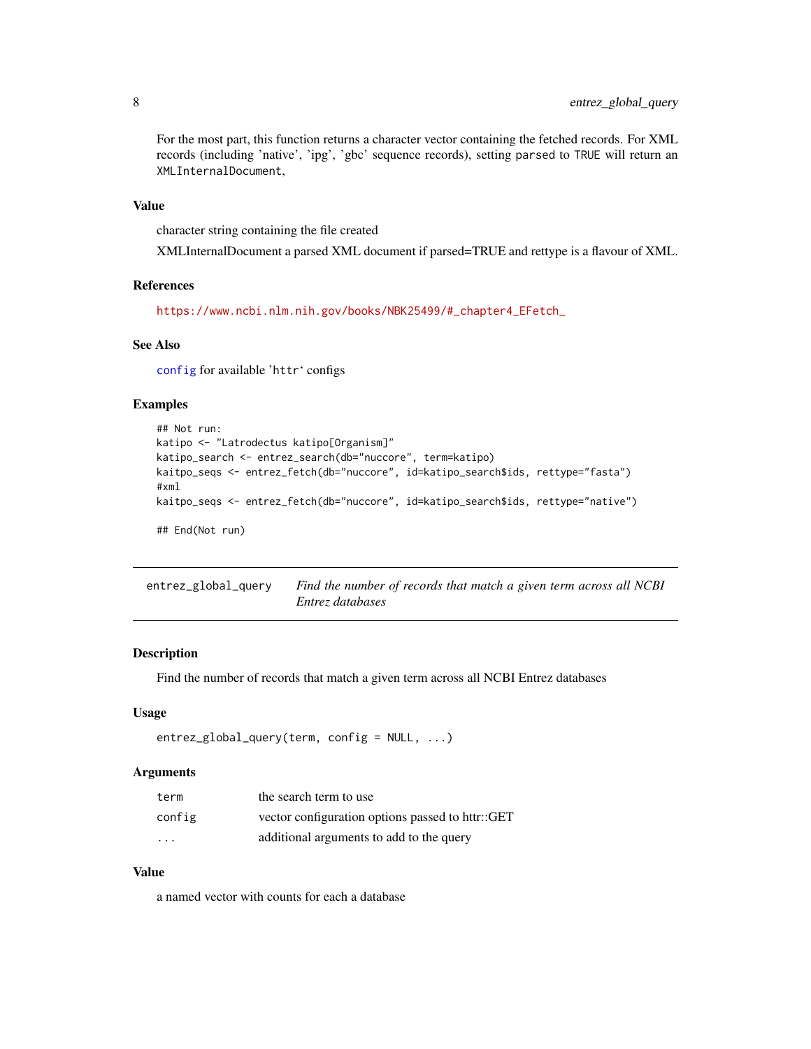For the most part, this function returns a character vector containing the fetched records. For XML records (including 'native', 'ipg', 'gbc' sequence records), setting `parsed` to `TRUE` will return an `XMLInternalDocument`,

### Value

character string containing the file created

XMLInternalDocument a parsed XML document if parsed=TRUE and rettype is a flavour of XML.

### References

https://www.ncbi.nlm.nih.gov/books/NBK25499/#_chapter4_EFetch_

### See Also

`config` for available 'httr' configs

### Examples

```
## Not run:
katipo <- "Latrodectus katipo[Organism]"
katipo_search <- entrez_search(db="nuccore", term=katipo)
kaitpo_seqs <- entrez_fetch(db="nuccore", id=katipo_search$ids, rettype="fasta")
#xml
kaitpo_seqs <- entrez_fetch(db="nuccore", id=katipo_search$ids, rettype="native")

## End(Not run)
```

---

## entrez_global_query — *Find the number of records that match a given term across all NCBI Entrez databases*

---

### Description

Find the number of records that match a given term across all NCBI Entrez databases

### Usage

```
entrez_global_query(term, config = NULL, ...)
```

### Arguments

| | |
|---|---|
| `term` | the search term to use |
| `config` | vector configuration options passed to httr::GET |
| `...` | additional arguments to add to the query |

### Value

a named vector with counts for each a database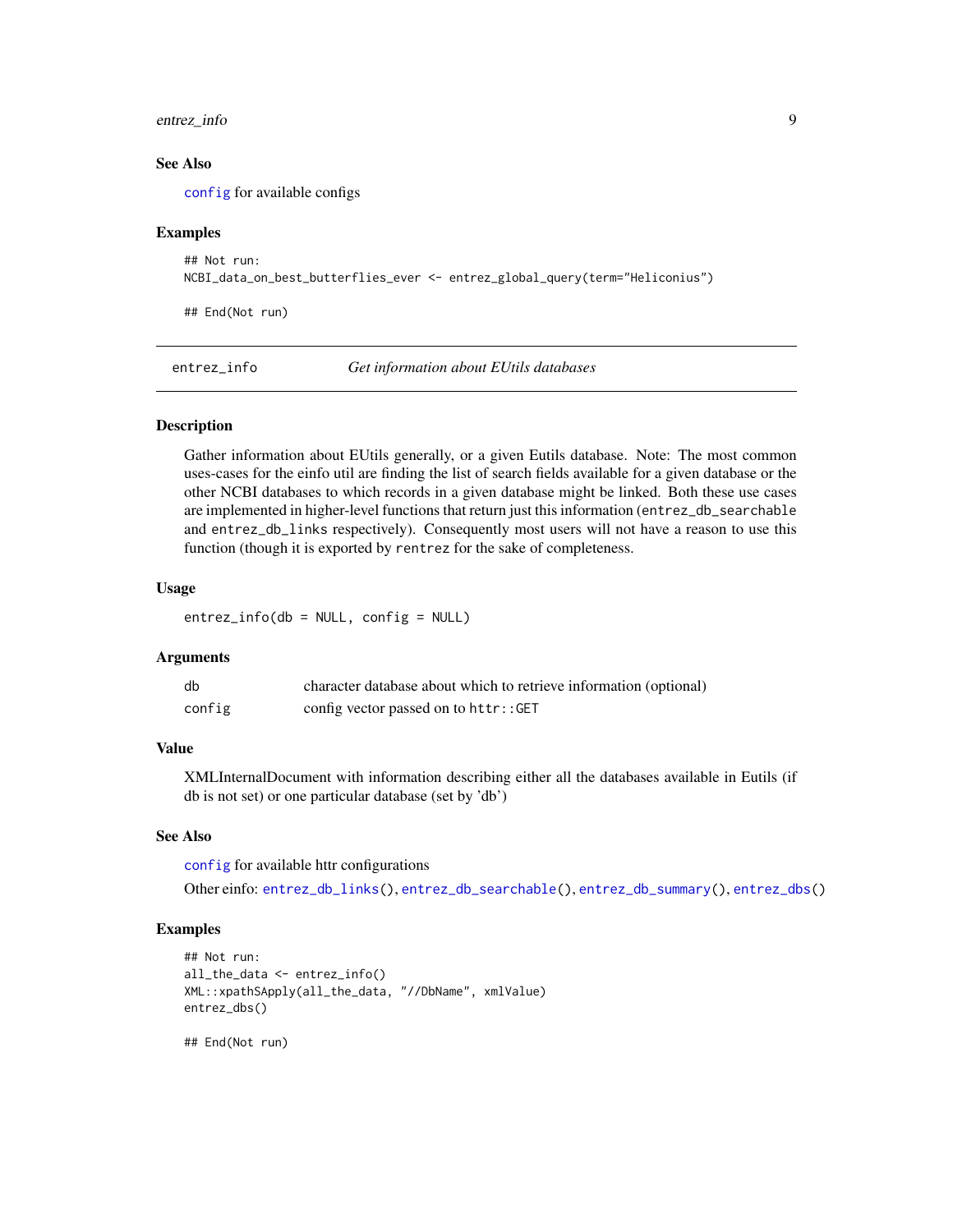### See Also

`config` for available configs

### Examples

```
## Not run:
NCBI_data_on_best_butterflies_ever <- entrez_global_query(term="Heliconius")

## End(Not run)
```

---

## entrez_info — *Get information about EUtils databases*

---

### Description

Gather information about EUtils generally, or a given Eutils database. Note: The most common uses-cases for the einfo util are finding the list of search fields available for a given database or the other NCBI databases to which records in a given database might be linked. Both these use cases are implemented in higher-level functions that return just this information (`entrez_db_searchable` and `entrez_db_links` respectively). Consequently most users will not have a reason to use this function (though it is exported by `rentrez` for the sake of completeness.

### Usage

```
entrez_info(db = NULL, config = NULL)
```

### Arguments

| | |
|---|---|
| `db` | character database about which to retrieve information (optional) |
| `config` | config vector passed on to `httr::GET` |

### Value

XMLInternalDocument with information describing either all the databases available in Eutils (if db is not set) or one particular database (set by 'db')

### See Also

`config` for available httr configurations

Other einfo: `entrez_db_links()`, `entrez_db_searchable()`, `entrez_db_summary()`, `entrez_dbs()`

### Examples

```
## Not run:
all_the_data <- entrez_info()
XML::xpathSApply(all_the_data, "//DbName", xmlValue)
entrez_dbs()

## End(Not run)
```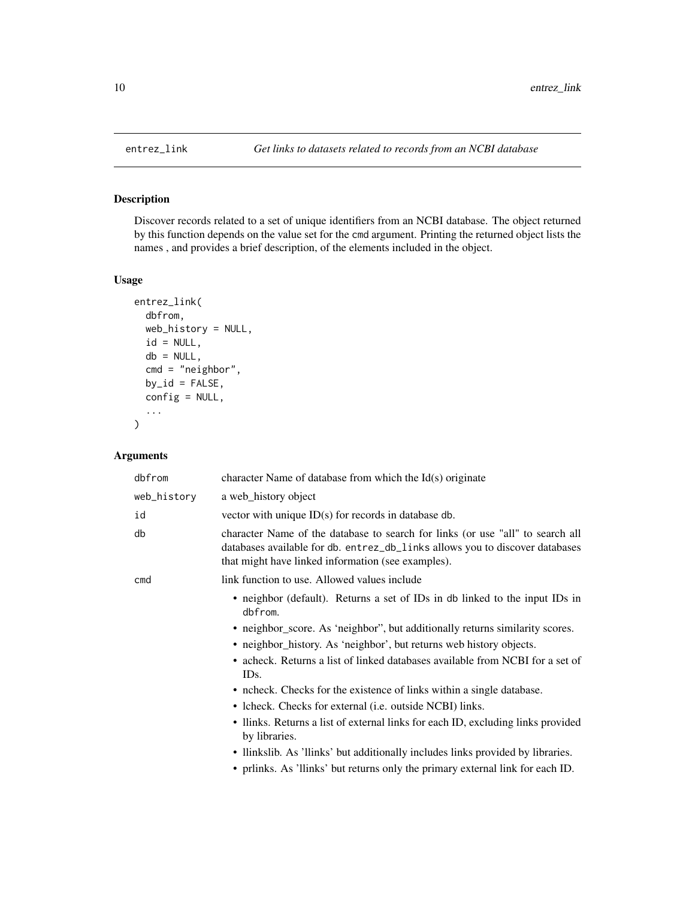## entrez_link — *Get links to datasets related to records from an NCBI database*

### Description

Discover records related to a set of unique identifiers from an NCBI database. The object returned by this function depends on the value set for the `cmd` argument. Printing the returned object lists the names , and provides a brief description, of the elements included in the object.

### Usage

```
entrez_link(
  dbfrom,
  web_history = NULL,
  id = NULL,
  db = NULL,
  cmd = "neighbor",
  by_id = FALSE,
  config = NULL,
  ...
)
```

### Arguments

| | |
|---|---|
| `dbfrom` | character Name of database from which the Id(s) originate |
| `web_history` | a web_history object |
| `id` | vector with unique ID(s) for records in database `db`. |
| `db` | character Name of the database to search for links (or use "all" to search all databases available for `db`. `entrez_db_links` allows you to discover databases that might have linked information (see examples). |
| `cmd` | link function to use. Allowed values include |

- neighbor (default). Returns a set of IDs in `db` linked to the input IDs in `dbfrom`.
- neighbor_score. As 'neighbor", but additionally returns similarity scores.
- neighbor_history. As 'neighbor', but returns web history objects.
- acheck. Returns a list of linked databases available from NCBI for a set of IDs.
- ncheck. Checks for the existence of links within a single database.
- lcheck. Checks for external (i.e. outside NCBI) links.
- llinks. Returns a list of external links for each ID, excluding links provided by libraries.
- llinkslib. As 'llinks' but additionally includes links provided by libraries.
- prlinks. As 'llinks' but returns only the primary external link for each ID.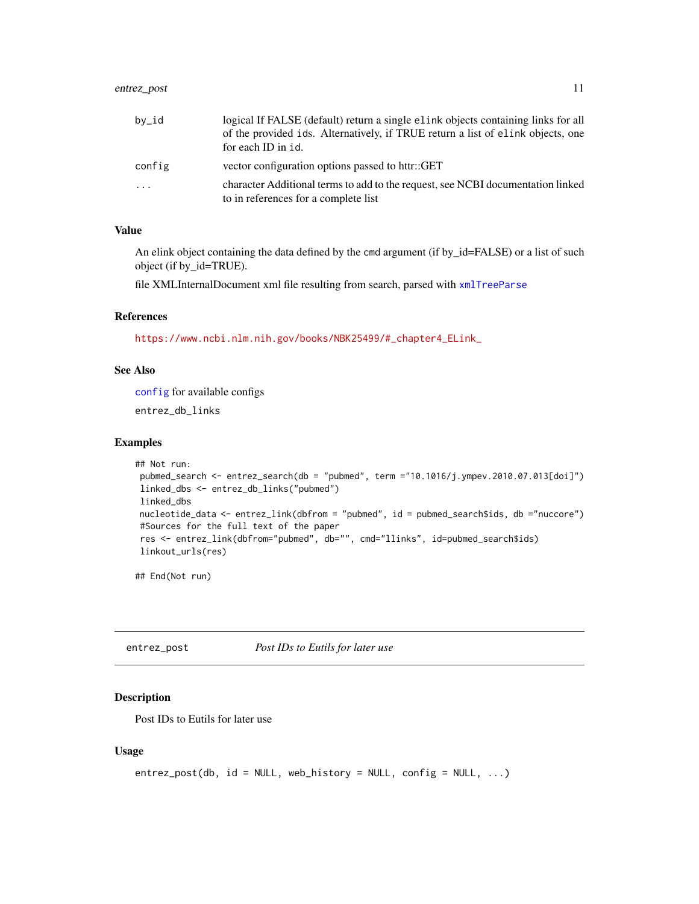| | |
|---|---|
| by_id | logical If FALSE (default) return a single elink objects containing links for all of the provided ids. Alternatively, if TRUE return a list of elink objects, one for each ID in id. |
| config | vector configuration options passed to httr::GET |
| ... | character Additional terms to add to the request, see NCBI documentation linked to in references for a complete list |

### Value

An elink object containing the data defined by the cmd argument (if by_id=FALSE) or a list of such object (if by_id=TRUE).

file XMLInternalDocument xml file resulting from search, parsed with xmlTreeParse

### References

https://www.ncbi.nlm.nih.gov/books/NBK25499/#_chapter4_ELink_

### See Also

config for available configs

entrez_db_links

### Examples

```
## Not run:
 pubmed_search <- entrez_search(db = "pubmed", term ="10.1016/j.ympev.2010.07.013[doi]")
 linked_dbs <- entrez_db_links("pubmed")
 linked_dbs
 nucleotide_data <- entrez_link(dbfrom = "pubmed", id = pubmed_search$ids, db ="nuccore")
 #Sources for the full text of the paper
 res <- entrez_link(dbfrom="pubmed", db="", cmd="llinks", id=pubmed_search$ids)
 linkout_urls(res)

## End(Not run)
```

---

## entrez_post    *Post IDs to Eutils for later use*

### Description

Post IDs to Eutils for later use

### Usage

```
entrez_post(db, id = NULL, web_history = NULL, config = NULL, ...)
```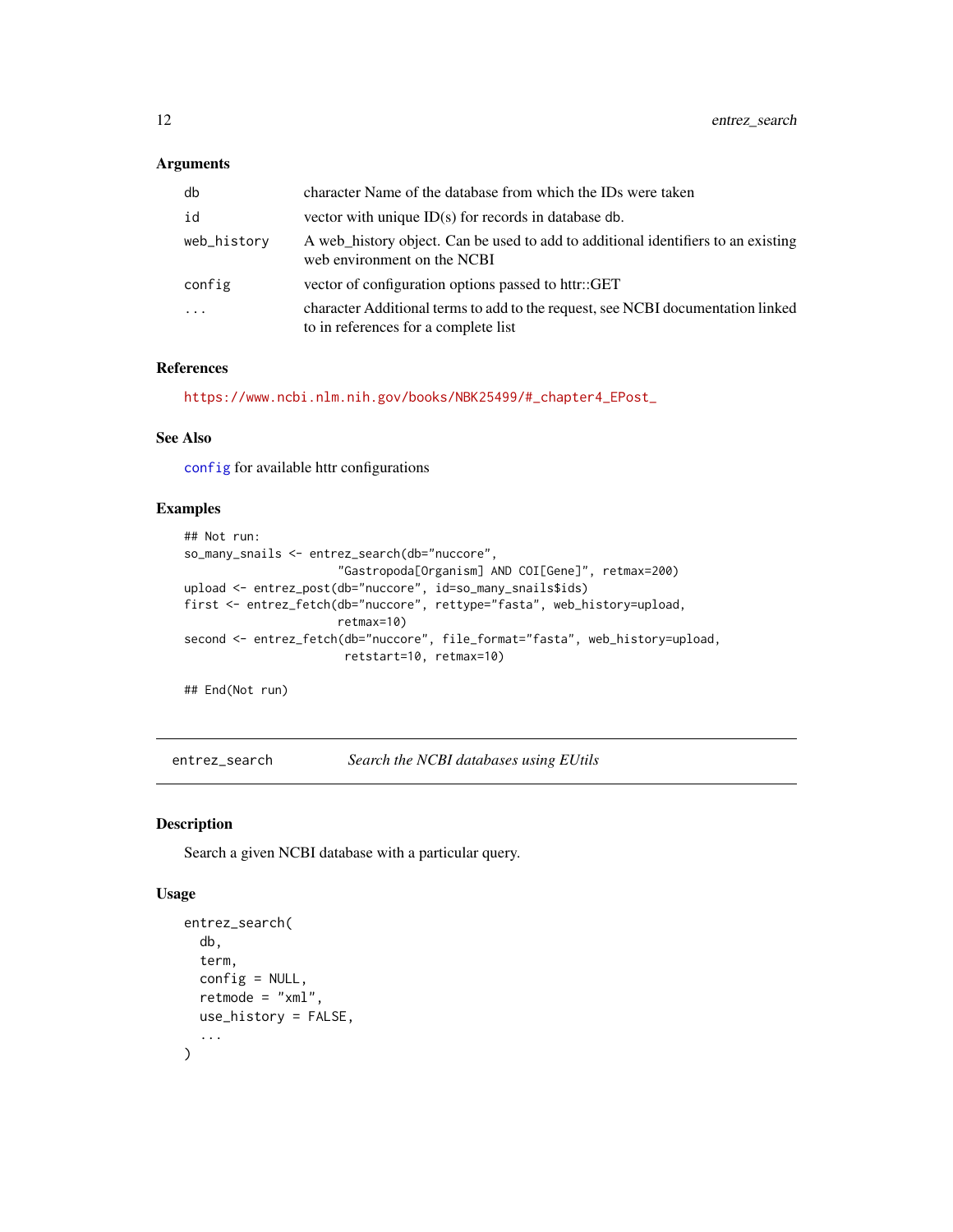### Arguments

| | |
|---|---|
| db | character Name of the database from which the IDs were taken |
| id | vector with unique ID(s) for records in database db. |
| web_history | A web_history object. Can be used to add to additional identifiers to an existing web environment on the NCBI |
| config | vector of configuration options passed to httr::GET |
| ... | character Additional terms to add to the request, see NCBI documentation linked to in references for a complete list |

### References

https://www.ncbi.nlm.nih.gov/books/NBK25499/#_chapter4_EPost_

### See Also

config for available httr configurations

### Examples

```
## Not run:
so_many_snails <- entrez_search(db="nuccore",
                      "Gastropoda[Organism] AND COI[Gene]", retmax=200)
upload <- entrez_post(db="nuccore", id=so_many_snails$ids)
first <- entrez_fetch(db="nuccore", rettype="fasta", web_history=upload,
                      retmax=10)
second <- entrez_fetch(db="nuccore", file_format="fasta", web_history=upload,
                       retstart=10, retmax=10)

## End(Not run)
```

## entrez_search — *Search the NCBI databases using EUtils*

### Description

Search a given NCBI database with a particular query.

### Usage

```
entrez_search(
  db,
  term,
  config = NULL,
  retmode = "xml",
  use_history = FALSE,
  ...
)
```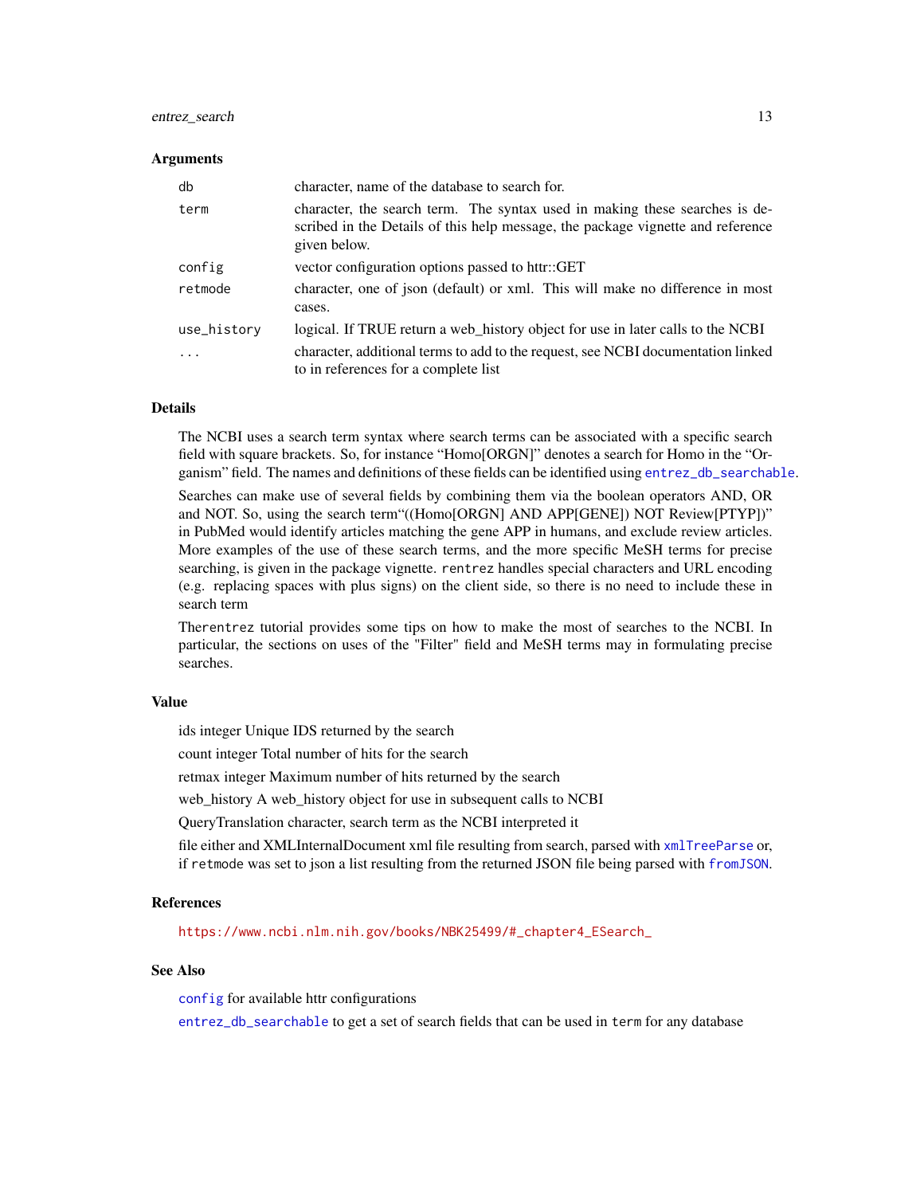## Arguments

| | |
|---|---|
| `db` | character, name of the database to search for. |
| `term` | character, the search term. The syntax used in making these searches is described in the Details of this help message, the package vignette and reference given below. |
| `config` | vector configuration options passed to httr::GET |
| `retmode` | character, one of json (default) or xml. This will make no difference in most cases. |
| `use_history` | logical. If TRUE return a web_history object for use in later calls to the NCBI |
| `...` | character, additional terms to add to the request, see NCBI documentation linked to in references for a complete list |

## Details

The NCBI uses a search term syntax where search terms can be associated with a specific search field with square brackets. So, for instance "Homo[ORGN]" denotes a search for Homo in the "Organism" field. The names and definitions of these fields can be identified using `entrez_db_searchable`.

Searches can make use of several fields by combining them via the boolean operators AND, OR and NOT. So, using the search term"((Homo[ORGN] AND APP[GENE]) NOT Review[PTYP])" in PubMed would identify articles matching the gene APP in humans, and exclude review articles. More examples of the use of these search terms, and the more specific MeSH terms for precise searching, is given in the package vignette. `rentrez` handles special characters and URL encoding (e.g. replacing spaces with plus signs) on the client side, so there is no need to include these in search term

The`rentrez` tutorial provides some tips on how to make the most of searches to the NCBI. In particular, the sections on uses of the "Filter" field and MeSH terms may in formulating precise searches.

## Value

ids integer Unique IDS returned by the search

count integer Total number of hits for the search

retmax integer Maximum number of hits returned by the search

web_history A web_history object for use in subsequent calls to NCBI

QueryTranslation character, search term as the NCBI interpreted it

file either and XMLInternalDocument xml file resulting from search, parsed with `xmlTreeParse` or, if `retmode` was set to json a list resulting from the returned JSON file being parsed with `fromJSON`.

## References

https://www.ncbi.nlm.nih.gov/books/NBK25499/#_chapter4_ESearch_

## See Also

`config` for available httr configurations

`entrez_db_searchable` to get a set of search fields that can be used in `term` for any database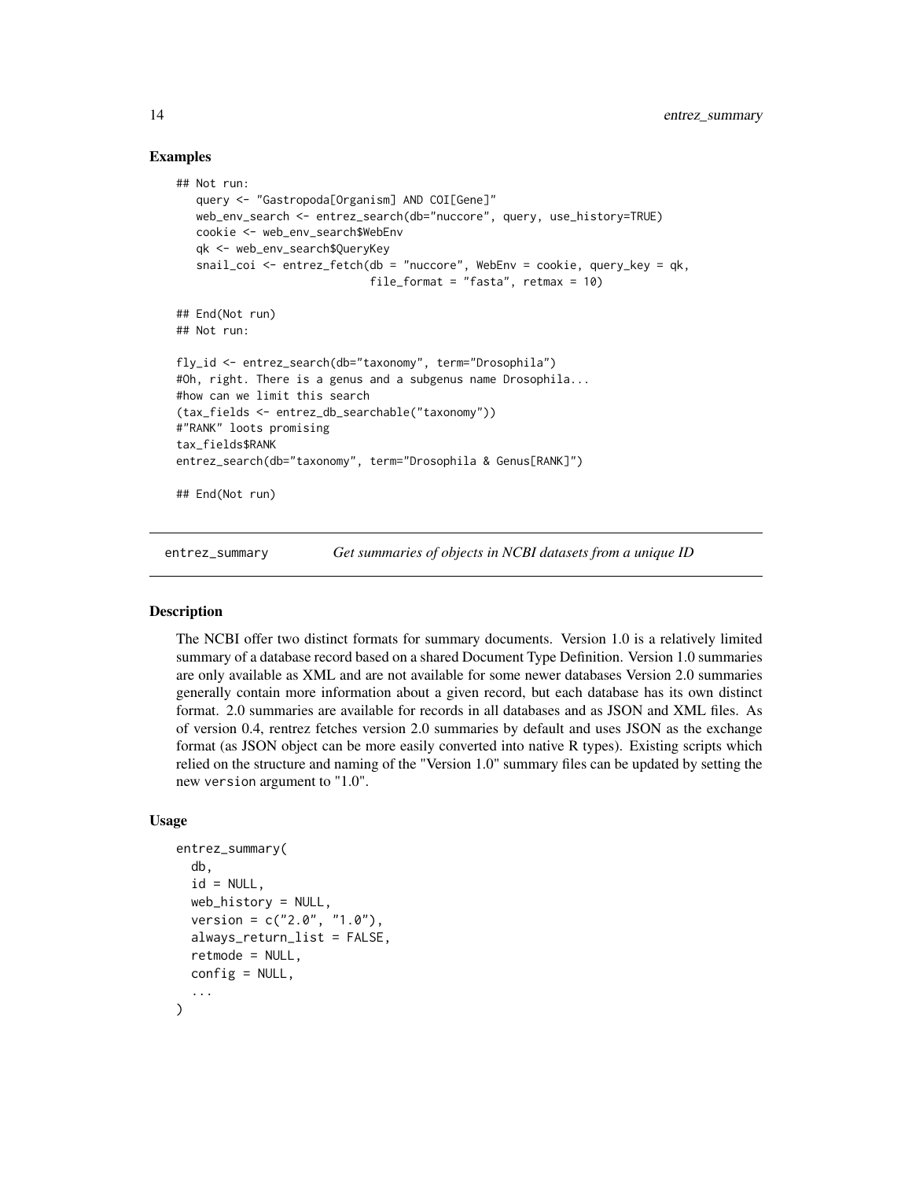### Examples

```
## Not run:
   query <- "Gastropoda[Organism] AND COI[Gene]"
   web_env_search <- entrez_search(db="nuccore", query, use_history=TRUE)
   cookie <- web_env_search$WebEnv
   qk <- web_env_search$QueryKey
   snail_coi <- entrez_fetch(db = "nuccore", WebEnv = cookie, query_key = qk,
                             file_format = "fasta", retmax = 10)

## End(Not run)
## Not run:

fly_id <- entrez_search(db="taxonomy", term="Drosophila")
#Oh, right. There is a genus and a subgenus name Drosophila...
#how can we limit this search
(tax_fields <- entrez_db_searchable("taxonomy"))
#"RANK" loots promising
tax_fields$RANK
entrez_search(db="taxonomy", term="Drosophila & Genus[RANK]")

## End(Not run)
```

## entrez_summary — *Get summaries of objects in NCBI datasets from a unique ID*

### Description

The NCBI offer two distinct formats for summary documents. Version 1.0 is a relatively limited summary of a database record based on a shared Document Type Definition. Version 1.0 summaries are only available as XML and are not available for some newer databases Version 2.0 summaries generally contain more information about a given record, but each database has its own distinct format. 2.0 summaries are available for records in all databases and as JSON and XML files. As of version 0.4, rentrez fetches version 2.0 summaries by default and uses JSON as the exchange format (as JSON object can be more easily converted into native R types). Existing scripts which relied on the structure and naming of the "Version 1.0" summary files can be updated by setting the new `version` argument to "1.0".

### Usage

```
entrez_summary(
  db,
  id = NULL,
  web_history = NULL,
  version = c("2.0", "1.0"),
  always_return_list = FALSE,
  retmode = NULL,
  config = NULL,
  ...
)
```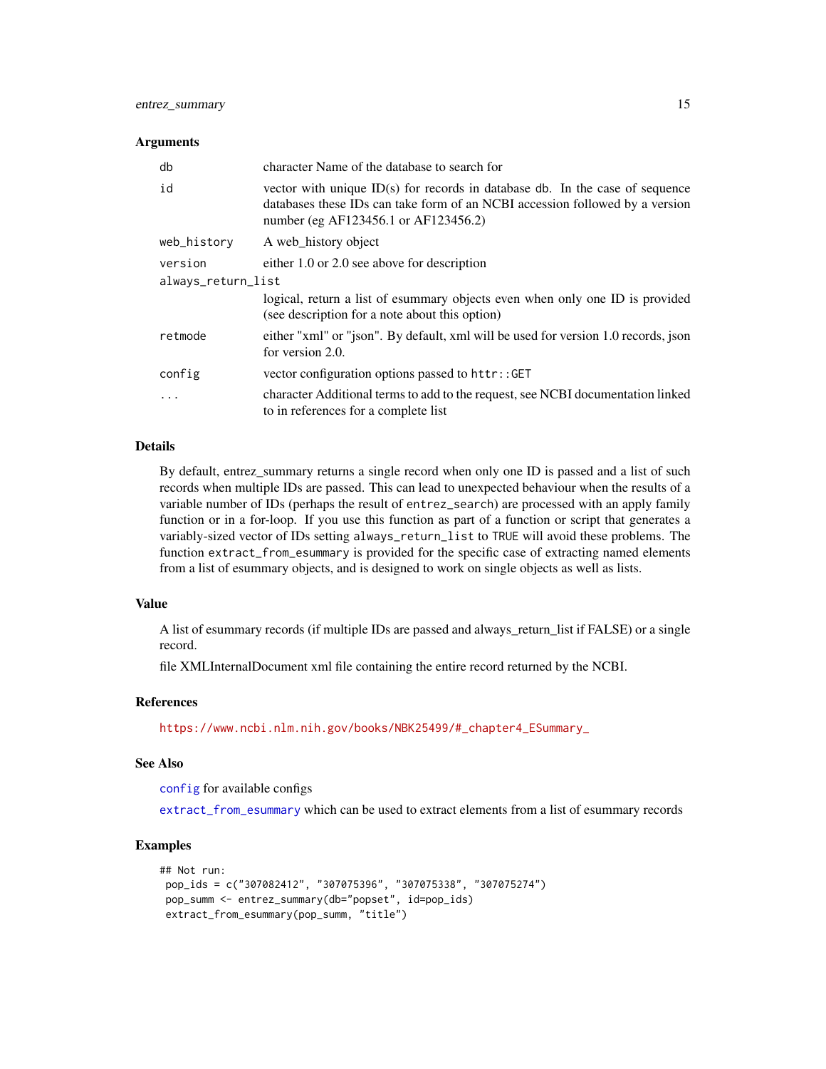### Arguments

| | |
|---|---|
| `db` | character Name of the database to search for |
| `id` | vector with unique ID(s) for records in database `db`. In the case of sequence databases these IDs can take form of an NCBI accession followed by a version number (eg AF123456.1 or AF123456.2) |
| `web_history` | A web_history object |
| `version` | either 1.0 or 2.0 see above for description |
| `always_return_list` | logical, return a list of esummary objects even when only one ID is provided (see description for a note about this option) |
| `retmode` | either "xml" or "json". By default, xml will be used for version 1.0 records, json for version 2.0. |
| `config` | vector configuration options passed to `httr::GET` |
| `...` | character Additional terms to add to the request, see NCBI documentation linked to in references for a complete list |

### Details

By default, entrez_summary returns a single record when only one ID is passed and a list of such records when multiple IDs are passed. This can lead to unexpected behaviour when the results of a variable number of IDs (perhaps the result of `entrez_search`) are processed with an apply family function or in a for-loop. If you use this function as part of a function or script that generates a variably-sized vector of IDs setting `always_return_list` to `TRUE` will avoid these problems. The function `extract_from_esummary` is provided for the specific case of extracting named elements from a list of esummary objects, and is designed to work on single objects as well as lists.

### Value

A list of esummary records (if multiple IDs are passed and always_return_list if FALSE) or a single record.

file XMLInternalDocument xml file containing the entire record returned by the NCBI.

### References

https://www.ncbi.nlm.nih.gov/books/NBK25499/#_chapter4_ESummary_

### See Also

`config` for available configs

`extract_from_esummary` which can be used to extract elements from a list of esummary records

### Examples

```
## Not run:
 pop_ids = c("307082412", "307075396", "307075338", "307075274")
 pop_summ <- entrez_summary(db="popset", id=pop_ids)
 extract_from_esummary(pop_summ, "title")
```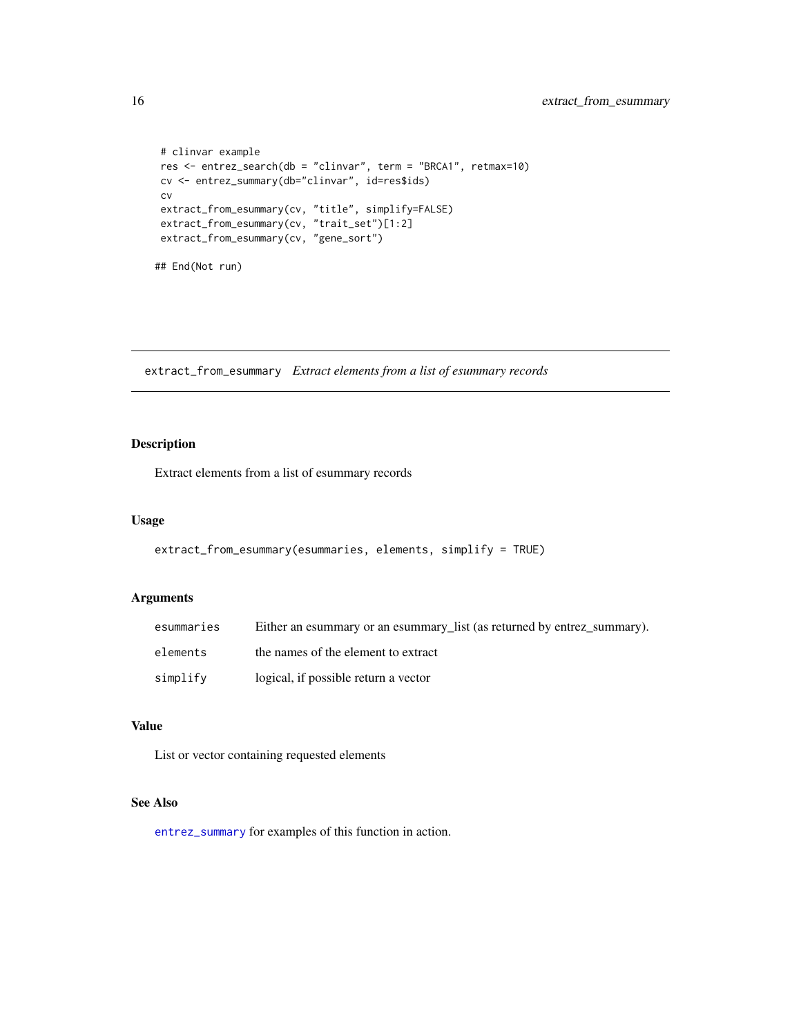```
 # clinvar example
 res <- entrez_search(db = "clinvar", term = "BRCA1", retmax=10)
 cv <- entrez_summary(db="clinvar", id=res$ids)
 cv
 extract_from_esummary(cv, "title", simplify=FALSE)
 extract_from_esummary(cv, "trait_set")[1:2]
 extract_from_esummary(cv, "gene_sort")

## End(Not run)
```

---

## extract_from_esummary *Extract elements from a list of esummary records*

---

### Description

Extract elements from a list of esummary records

### Usage

```
extract_from_esummary(esummaries, elements, simplify = TRUE)
```

### Arguments

| | |
|---|---|
| `esummaries` | Either an esummary or an esummary_list (as returned by entrez_summary). |
| `elements` | the names of the element to extract |
| `simplify` | logical, if possible return a vector |

### Value

List or vector containing requested elements

### See Also

`entrez_summary` for examples of this function in action.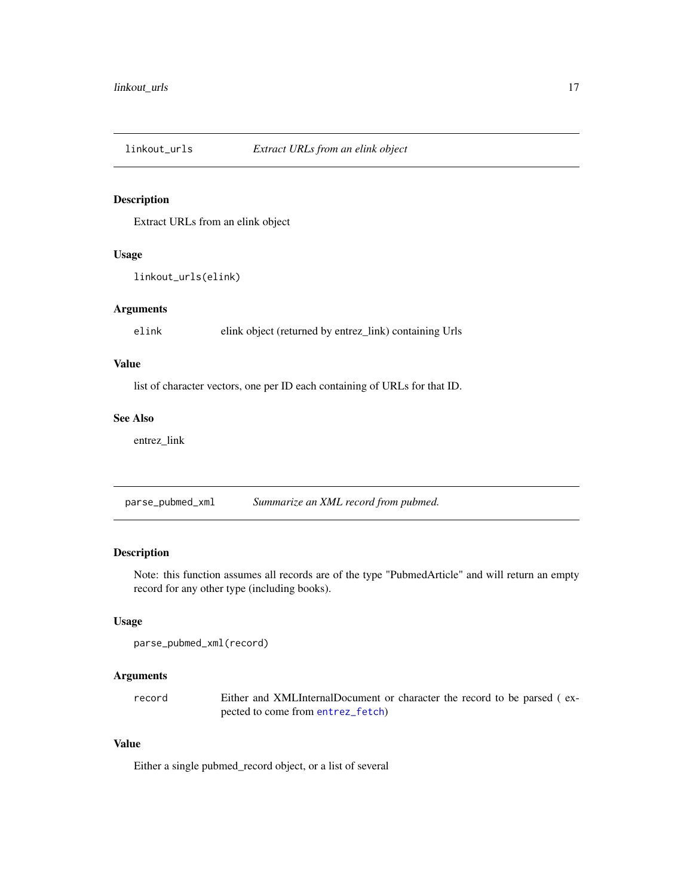## linkout_urls *Extract URLs from an elink object*

### Description

Extract URLs from an elink object

### Usage

```
linkout_urls(elink)
```

### Arguments

| | |
|---|---|
| elink | elink object (returned by entrez_link) containing Urls |

### Value

list of character vectors, one per ID each containing of URLs for that ID.

### See Also

entrez_link

## parse_pubmed_xml *Summarize an XML record from pubmed.*

### Description

Note: this function assumes all records are of the type "PubmedArticle" and will return an empty record for any other type (including books).

### Usage

```
parse_pubmed_xml(record)
```

### Arguments

| | |
|---|---|
| record | Either and XMLInternalDocument or character the record to be parsed ( expected to come from `entrez_fetch`) |

### Value

Either a single pubmed_record object, or a list of several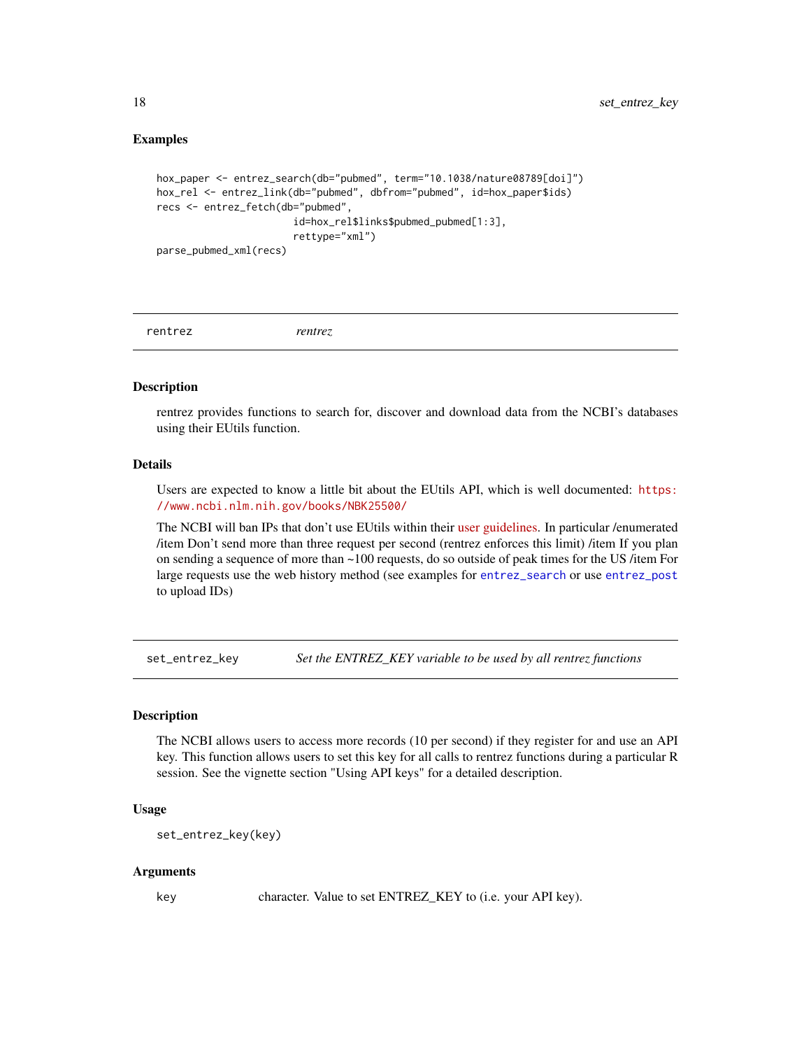### Examples

```
hox_paper <- entrez_search(db="pubmed", term="10.1038/nature08789[doi]")
hox_rel <- entrez_link(db="pubmed", dbfrom="pubmed", id=hox_paper$ids)
recs <- entrez_fetch(db="pubmed",
                       id=hox_rel$links$pubmed_pubmed[1:3],
                       rettype="xml")
parse_pubmed_xml(recs)
```

---

## rentrez    *rentrez*

---

### Description

rentrez provides functions to search for, discover and download data from the NCBI's databases using their EUtils function.

### Details

Users are expected to know a little bit about the EUtils API, which is well documented: https://www.ncbi.nlm.nih.gov/books/NBK25500/

The NCBI will ban IPs that don't use EUtils within their user guidelines. In particular /enumerated /item Don't send more than three request per second (rentrez enforces this limit) /item If you plan on sending a sequence of more than ~100 requests, do so outside of peak times for the US /item For large requests use the web history method (see examples for `entrez_search` or use `entrez_post` to upload IDs)

---

## set_entrez_key    *Set the ENTREZ_KEY variable to be used by all rentrez functions*

---

### Description

The NCBI allows users to access more records (10 per second) if they register for and use an API key. This function allows users to set this key for all calls to rentrez functions during a particular R session. See the vignette section "Using API keys" for a detailed description.

### Usage

```
set_entrez_key(key)
```

### Arguments

| | |
|---|---|
| `key` | character. Value to set ENTREZ_KEY to (i.e. your API key). |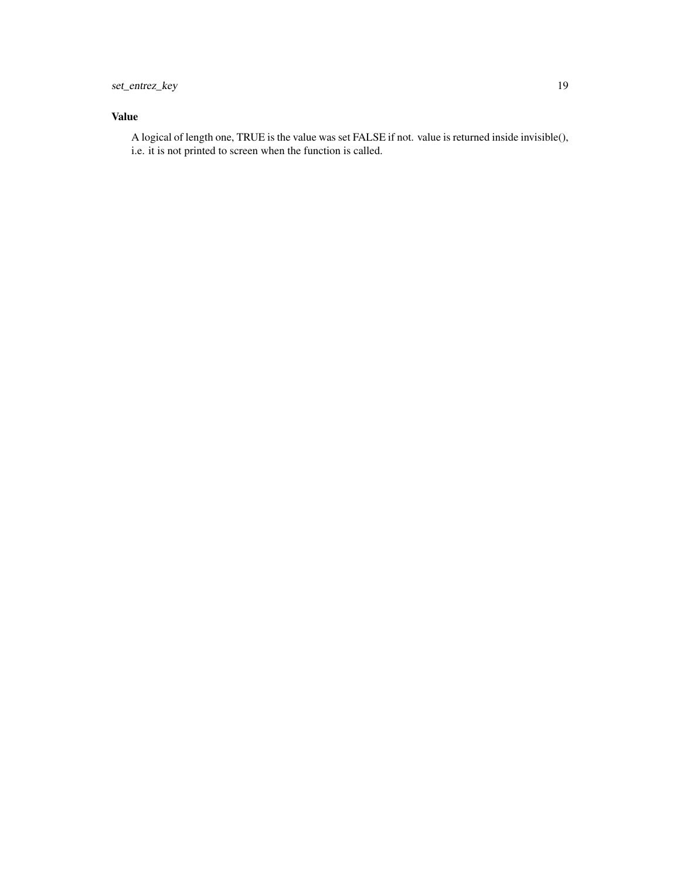### Value

A logical of length one, TRUE is the value was set FALSE if not. value is returned inside invisible(), i.e. it is not printed to screen when the function is called.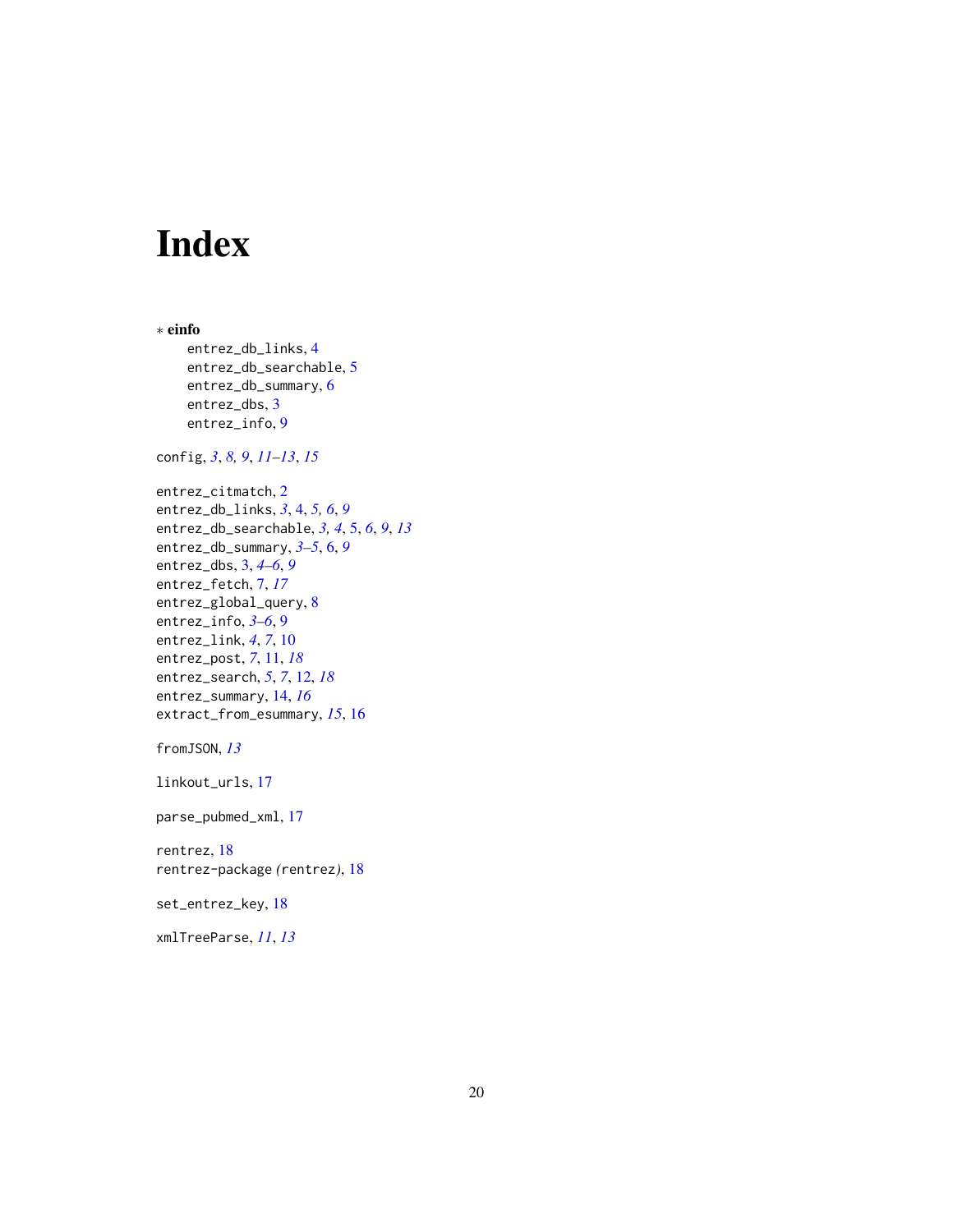# Index

∗ **einfo**

entrez_db_links, 4
entrez_db_searchable, 5
entrez_db_summary, 6
entrez_dbs, 3
entrez_info, 9

config, *3*, *8, 9*, *11–13*, *15*

entrez_citmatch, 2
entrez_db_links, *3*, 4, *5, 6*, *9*
entrez_db_searchable, *3, 4*, 5, *6*, *9*, *13*
entrez_db_summary, *3–5*, 6, *9*
entrez_dbs, 3, *4–6*, *9*
entrez_fetch, 7, *17*
entrez_global_query, 8
entrez_info, *3–6*, 9
entrez_link, *4*, *7*, 10
entrez_post, *7*, 11, *18*
entrez_search, *5*, *7*, 12, *18*
entrez_summary, 14, *16*
extract_from_esummary, *15*, 16

fromJSON, *13*

linkout_urls, 17

parse_pubmed_xml, 17

rentrez, 18
rentrez-package *(*rentrez*)*, 18

set_entrez_key, 18

xmlTreeParse, *11*, *13*